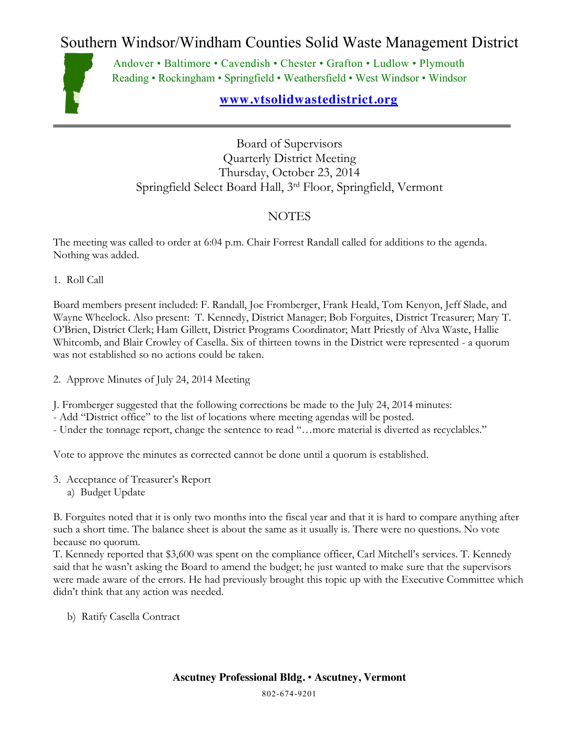# Southern Windsor/Windham Counties Solid Waste Management District

Andover • Baltimore • Cavendish • Chester • Grafton • Ludlow • Plymouth
Reading • Rockingham • Springfield • Weathersfield • West Windsor • Windsor

**www.vtsolidwastedistrict.org**

---

Board of Supervisors
Quarterly District Meeting
Thursday, October 23, 2014
Springfield Select Board Hall, 3rd Floor, Springfield, Vermont

## NOTES

The meeting was called to order at 6:04 p.m. Chair Forrest Randall called for additions to the agenda. Nothing was added.

1. Roll Call

Board members present included: F. Randall, Joe Fromberger, Frank Heald, Tom Kenyon, Jeff Slade, and Wayne Wheelock. Also present: T. Kennedy, District Manager; Bob Forguites, District Treasurer; Mary T. O'Brien, District Clerk; Ham Gillett, District Programs Coordinator; Matt Priestly of Alva Waste, Hallie Whitcomb, and Blair Crowley of Casella. Six of thirteen towns in the District were represented - a quorum was not established so no actions could be taken.

2. Approve Minutes of July 24, 2014 Meeting

J. Fromberger suggested that the following corrections be made to the July 24, 2014 minutes:
- Add "District office" to the list of locations where meeting agendas will be posted.
- Under the tonnage report, change the sentence to read "…more material is diverted as recyclables."

Vote to approve the minutes as corrected cannot be done until a quorum is established.

3. Acceptance of Treasurer's Report
   a) Budget Update

B. Forguites noted that it is only two months into the fiscal year and that it is hard to compare anything after such a short time. The balance sheet is about the same as it usually is. There were no questions. No vote because no quorum.
T. Kennedy reported that $3,600 was spent on the compliance officer, Carl Mitchell's services. T. Kennedy said that he wasn't asking the Board to amend the budget; he just wanted to make sure that the supervisors were made aware of the errors. He had previously brought this topic up with the Executive Committee which didn't think that any action was needed.

   b) Ratify Casella Contract

**Ascutney Professional Bldg. • Ascutney, Vermont**

802-674-9201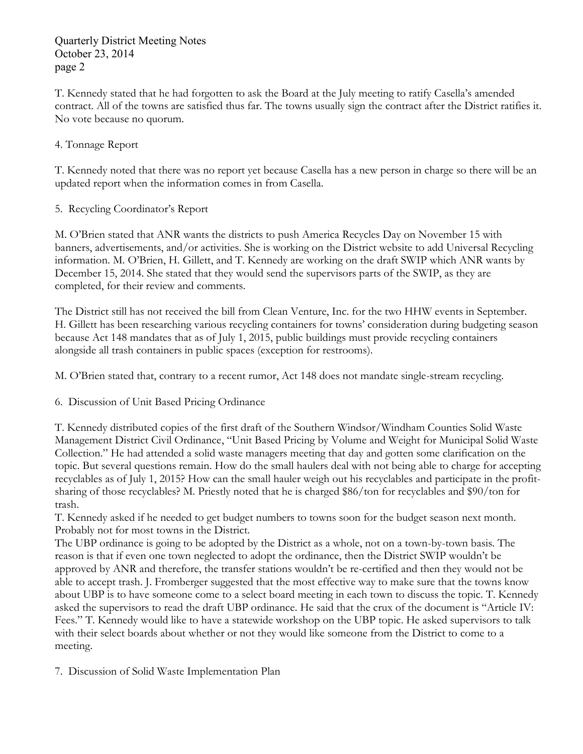T. Kennedy stated that he had forgotten to ask the Board at the July meeting to ratify Casella's amended contract. All of the towns are satisfied thus far. The towns usually sign the contract after the District ratifies it. No vote because no quorum.

4. Tonnage Report

T. Kennedy noted that there was no report yet because Casella has a new person in charge so there will be an updated report when the information comes in from Casella.

5. Recycling Coordinator's Report

M. O'Brien stated that ANR wants the districts to push America Recycles Day on November 15 with banners, advertisements, and/or activities. She is working on the District website to add Universal Recycling information. M. O'Brien, H. Gillett, and T. Kennedy are working on the draft SWIP which ANR wants by December 15, 2014. She stated that they would send the supervisors parts of the SWIP, as they are completed, for their review and comments.

The District still has not received the bill from Clean Venture, Inc. for the two HHW events in September. H. Gillett has been researching various recycling containers for towns' consideration during budgeting season because Act 148 mandates that as of July 1, 2015, public buildings must provide recycling containers alongside all trash containers in public spaces (exception for restrooms).

M. O'Brien stated that, contrary to a recent rumor, Act 148 does not mandate single-stream recycling.

6. Discussion of Unit Based Pricing Ordinance

T. Kennedy distributed copies of the first draft of the Southern Windsor/Windham Counties Solid Waste Management District Civil Ordinance, "Unit Based Pricing by Volume and Weight for Municipal Solid Waste Collection." He had attended a solid waste managers meeting that day and gotten some clarification on the topic. But several questions remain. How do the small haulers deal with not being able to charge for accepting recyclables as of July 1, 2015? How can the small hauler weigh out his recyclables and participate in the profit-sharing of those recyclables? M. Priestly noted that he is charged $86/ton for recyclables and $90/ton for trash.
T. Kennedy asked if he needed to get budget numbers to towns soon for the budget season next month. Probably not for most towns in the District.
The UBP ordinance is going to be adopted by the District as a whole, not on a town-by-town basis. The reason is that if even one town neglected to adopt the ordinance, then the District SWIP wouldn't be approved by ANR and therefore, the transfer stations wouldn't be re-certified and then they would not be able to accept trash. J. Fromberger suggested that the most effective way to make sure that the towns know about UBP is to have someone come to a select board meeting in each town to discuss the topic. T. Kennedy asked the supervisors to read the draft UBP ordinance. He said that the crux of the document is "Article IV: Fees." T. Kennedy would like to have a statewide workshop on the UBP topic. He asked supervisors to talk with their select boards about whether or not they would like someone from the District to come to a meeting.

7. Discussion of Solid Waste Implementation Plan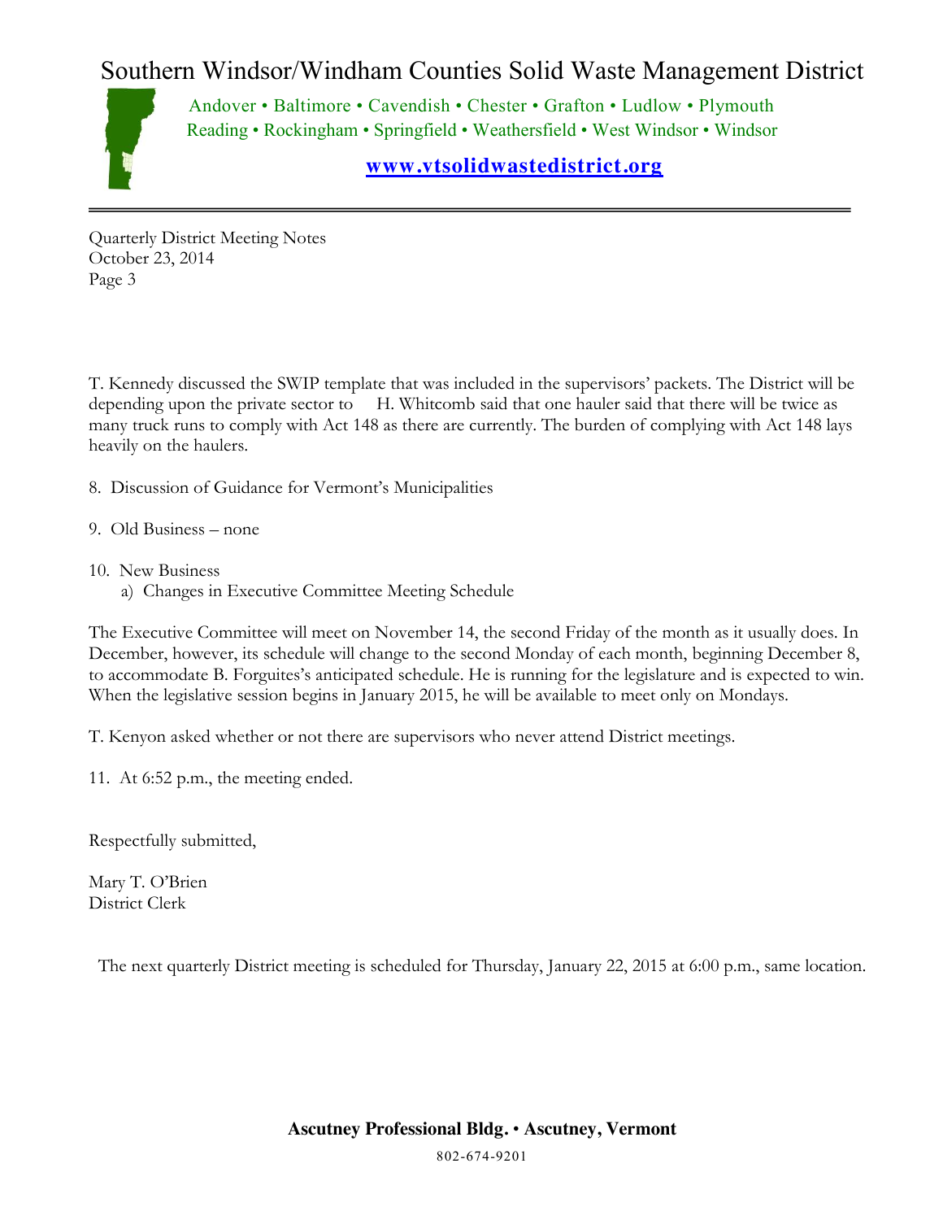T. Kennedy discussed the SWIP template that was included in the supervisors' packets. The District will be depending upon the private sector to   H. Whitcomb said that one hauler said that there will be twice as many truck runs to comply with Act 148 as there are currently. The burden of complying with Act 148 lays heavily on the haulers.

8. Discussion of Guidance for Vermont's Municipalities

9. Old Business – none

10. New Business
    a) Changes in Executive Committee Meeting Schedule

The Executive Committee will meet on November 14, the second Friday of the month as it usually does. In December, however, its schedule will change to the second Monday of each month, beginning December 8, to accommodate B. Forguites's anticipated schedule. He is running for the legislature and is expected to win. When the legislative session begins in January 2015, he will be available to meet only on Mondays.

T. Kenyon asked whether or not there are supervisors who never attend District meetings.

11. At 6:52 p.m., the meeting ended.

Respectfully submitted,

Mary T. O'Brien
District Clerk

The next quarterly District meeting is scheduled for Thursday, January 22, 2015 at 6:00 p.m., same location.